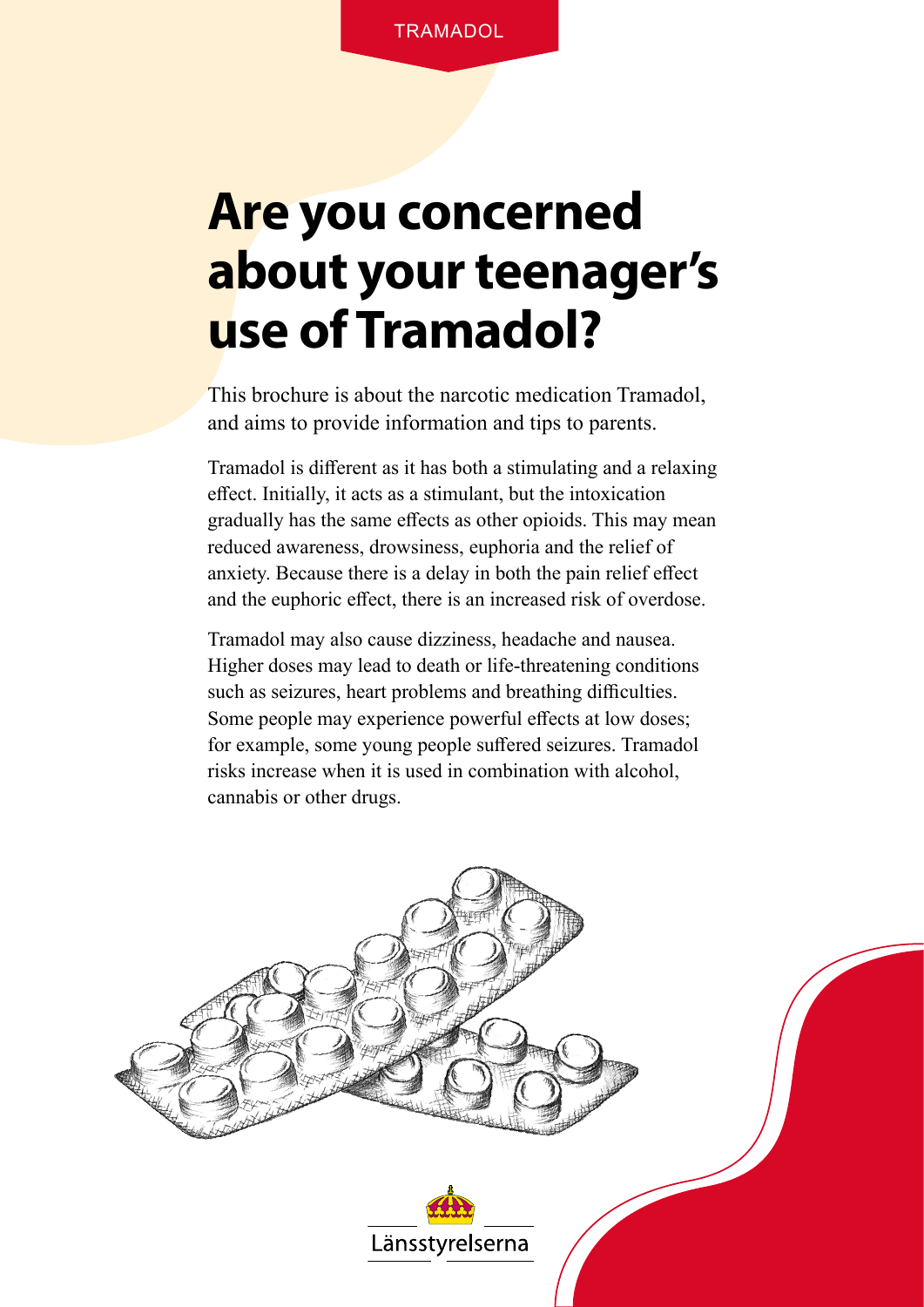TRAMADOL

# Are you concerned about your teenager's use of Tramadol?

This brochure is about the narcotic medication Tramadol, and aims to provide information and tips to parents.

Tramadol is different as it has both a stimulating and a relaxing effect. Initially, it acts as a stimulant, but the intoxication gradually has the same effects as other opioids. This may mean reduced awareness, drowsiness, euphoria and the relief of anxiety. Because there is a delay in both the pain relief effect and the euphoric effect, there is an increased risk of overdose.

Tramadol may also cause dizziness, headache and nausea. Higher doses may lead to death or life-threatening conditions such as seizures, heart problems and breathing difficulties. Some people may experience powerful effects at low doses; for example, some young people suffered seizures. Tramadol risks increase when it is used in combination with alcohol, cannabis or other drugs.

Länsstyrelserna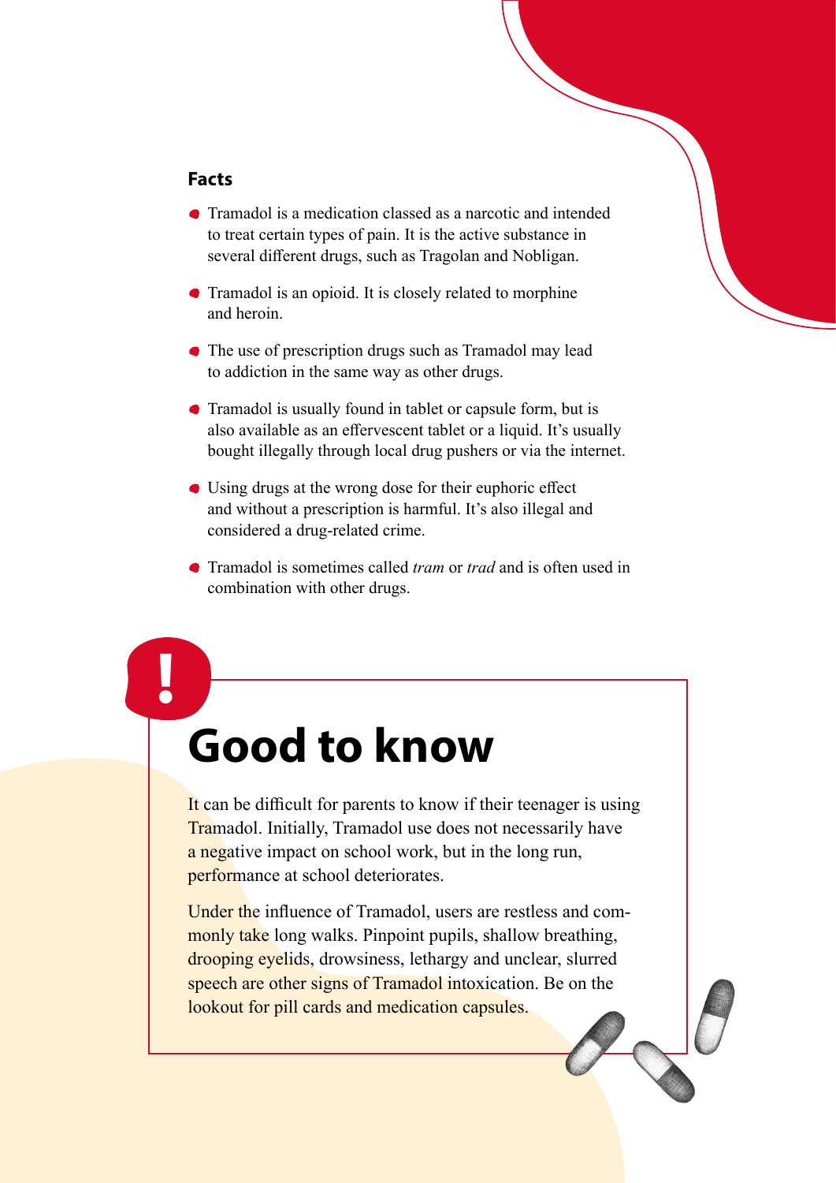## Facts

- Tramadol is a medication classed as a narcotic and intended to treat certain types of pain. It is the active substance in several different drugs, such as Tragolan and Nobligan.
- Tramadol is an opioid. It is closely related to morphine and heroin.
- The use of prescription drugs such as Tramadol may lead to addiction in the same way as other drugs.
- Tramadol is usually found in tablet or capsule form, but is also available as an effervescent tablet or a liquid. It's usually bought illegally through local drug pushers or via the internet.
- Using drugs at the wrong dose for their euphoric effect and without a prescription is harmful. It's also illegal and considered a drug-related crime.
- Tramadol is sometimes called *tram* or *trad* and is often used in combination with other drugs.

# Good to know

It can be difficult for parents to know if their teenager is using Tramadol. Initially, Tramadol use does not necessarily have a negative impact on school work, but in the long run, performance at school deteriorates.

Under the influence of Tramadol, users are restless and commonly take long walks. Pinpoint pupils, shallow breathing, drooping eyelids, drowsiness, lethargy and unclear, slurred speech are other signs of Tramadol intoxication. Be on the lookout for pill cards and medication capsules.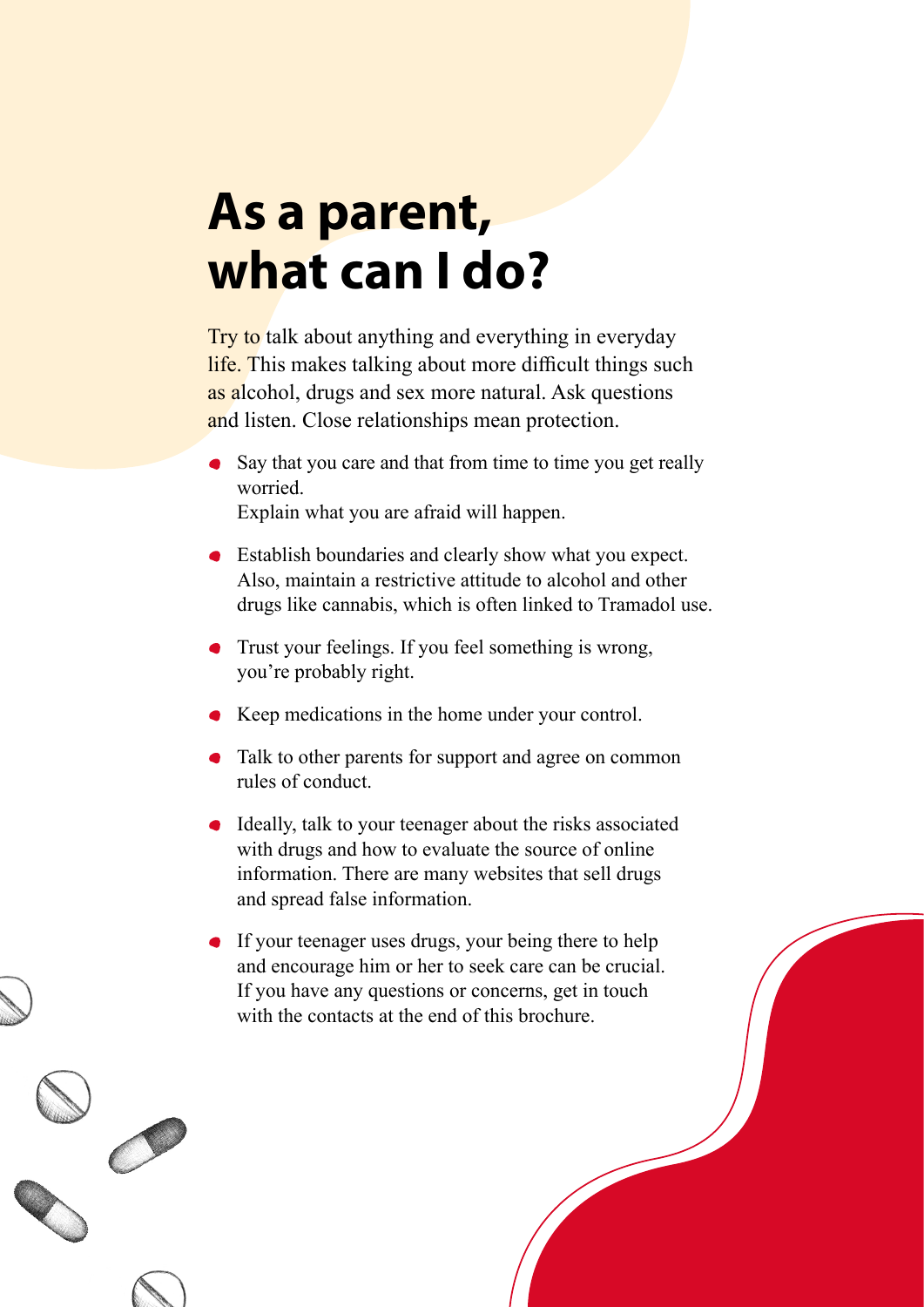# As a parent, what can I do?

Try to talk about anything and everything in everyday life. This makes talking about more difficult things such as alcohol, drugs and sex more natural. Ask questions and listen. Close relationships mean protection.

- Say that you care and that from time to time you get really worried.
  Explain what you are afraid will happen.
- Establish boundaries and clearly show what you expect. Also, maintain a restrictive attitude to alcohol and other drugs like cannabis, which is often linked to Tramadol use.
- Trust your feelings. If you feel something is wrong, you're probably right.
- Keep medications in the home under your control.
- Talk to other parents for support and agree on common rules of conduct.
- Ideally, talk to your teenager about the risks associated with drugs and how to evaluate the source of online information. There are many websites that sell drugs and spread false information.
- If your teenager uses drugs, your being there to help and encourage him or her to seek care can be crucial. If you have any questions or concerns, get in touch with the contacts at the end of this brochure.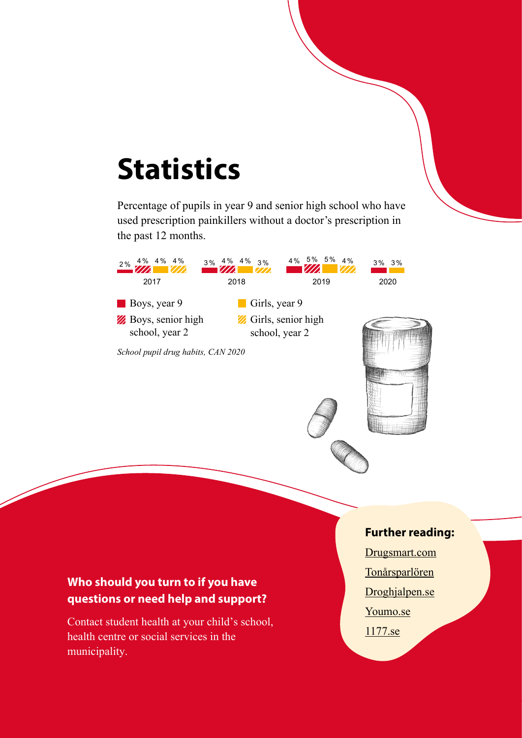# Statistics

Percentage of pupils in year 9 and senior high school who have used prescription painkillers without a doctor's prescription in the past 12 months.

2% 4% 4% 4%
2017

3% 4% 4% 3%
2018

4% 5% 5% 4%
2019

3% 3%
2020

Boys, year 9
Boys, senior high school, year 2
Girls, year 9
Girls, senior high school, year 2

*School pupil drug habits, CAN 2020*

## Further reading:

Drugsmart.com

Tonårsparlören

Droghjalpen.se

Youmo.se

1177.se

## Who should you turn to if you have questions or need help and support?

Contact student health at your child's school, health centre or social services in the municipality.